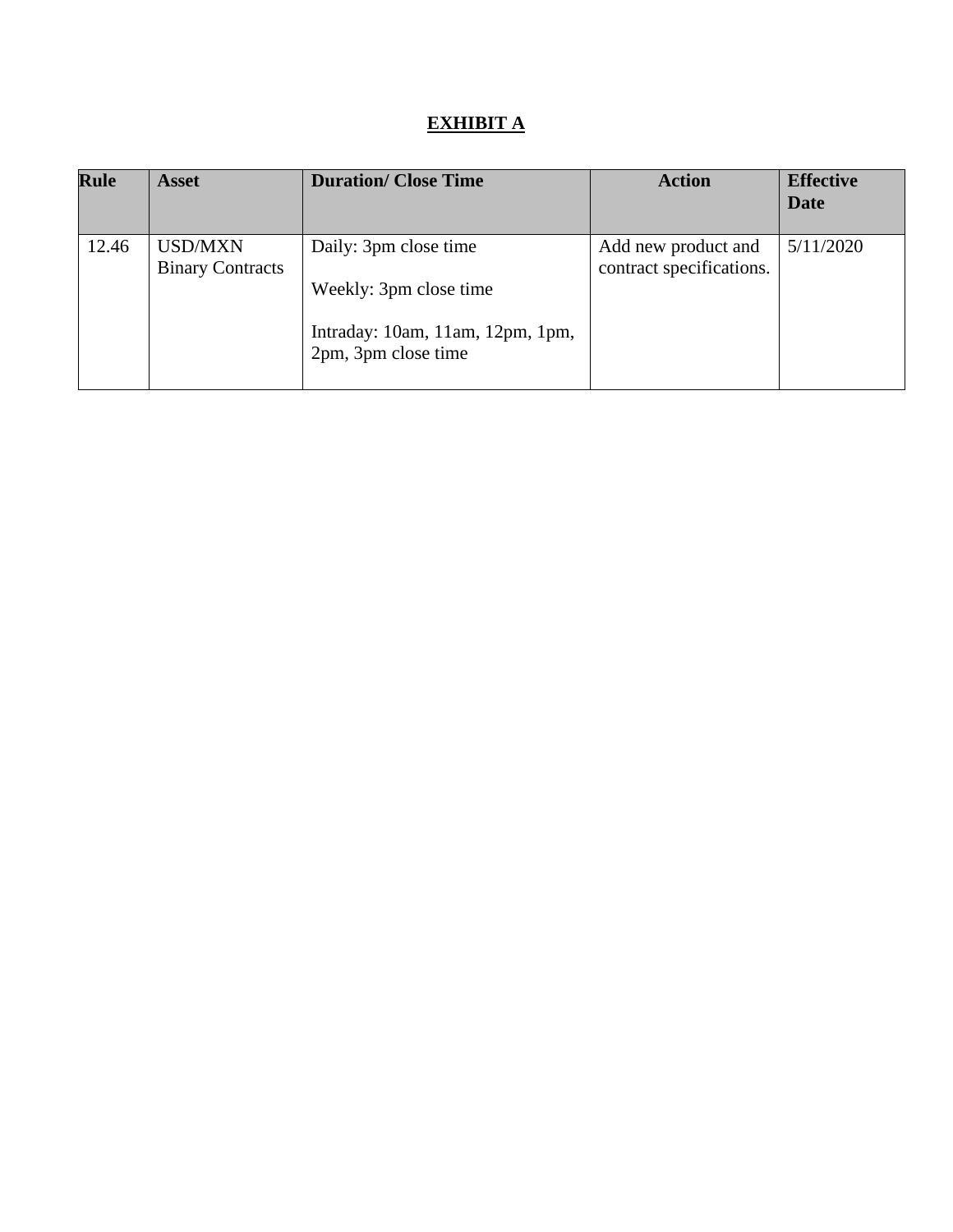# EXHIBIT A

| Rule | Asset | Duration/ Close Time | Action | Effective Date |
|---|---|---|---|---|
| 12.46 | USD/MXN Binary Contracts | Daily: 3pm close time<br><br>Weekly: 3pm close time<br><br>Intraday: 10am, 11am, 12pm, 1pm, 2pm, 3pm close time | Add new product and contract specifications. | 5/11/2020 |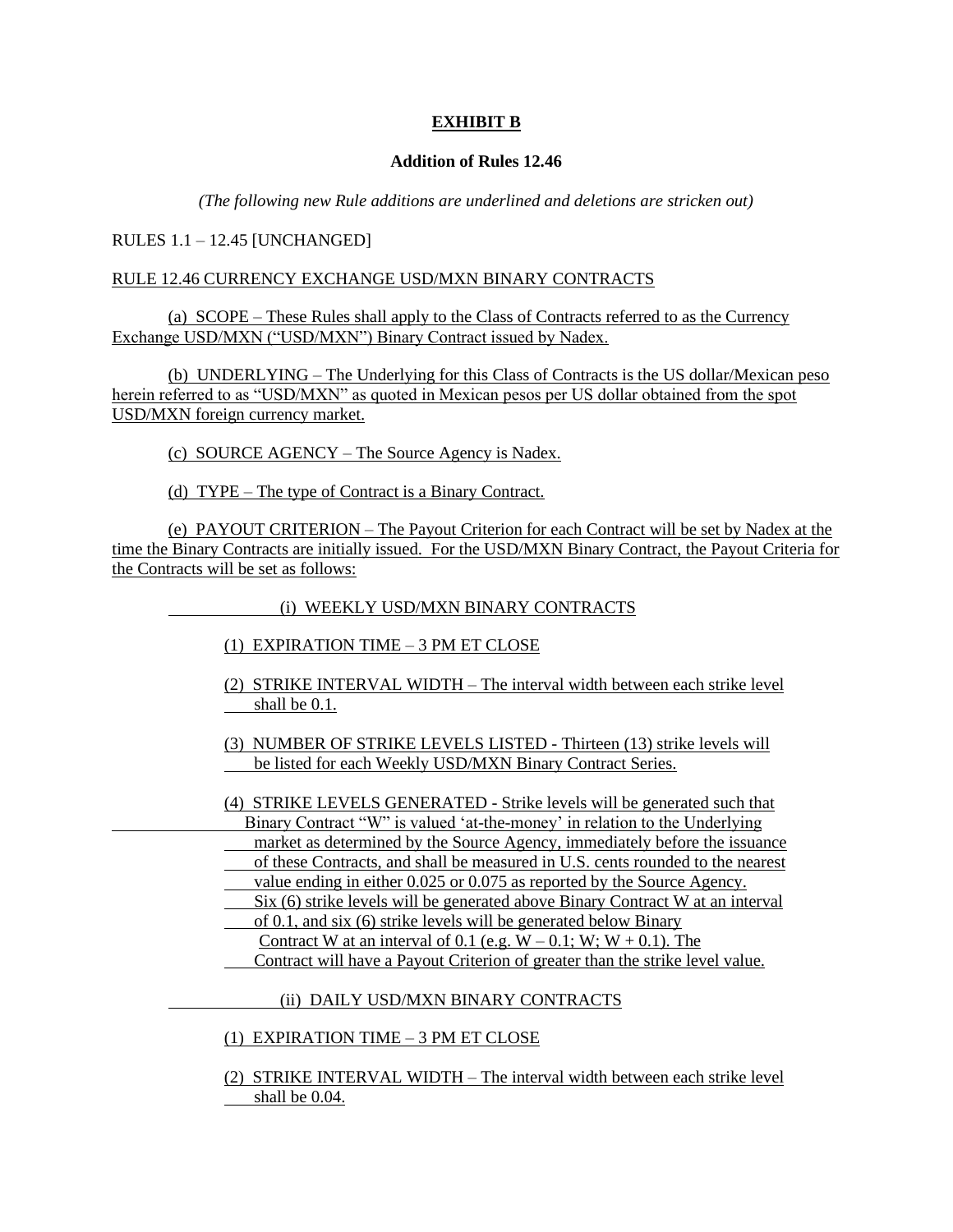**EXHIBIT B**

**Addition of Rules 12.46**

*(The following new Rule additions are underlined and deletions are stricken out)*

RULES 1.1 – 12.45 [UNCHANGED]

RULE 12.46 CURRENCY EXCHANGE USD/MXN BINARY CONTRACTS

(a) SCOPE – These Rules shall apply to the Class of Contracts referred to as the Currency Exchange USD/MXN ("USD/MXN") Binary Contract issued by Nadex.

(b) UNDERLYING – The Underlying for this Class of Contracts is the US dollar/Mexican peso herein referred to as "USD/MXN" as quoted in Mexican pesos per US dollar obtained from the spot USD/MXN foreign currency market.

(c) SOURCE AGENCY – The Source Agency is Nadex.

(d) TYPE – The type of Contract is a Binary Contract.

(e) PAYOUT CRITERION – The Payout Criterion for each Contract will be set by Nadex at the time the Binary Contracts are initially issued. For the USD/MXN Binary Contract, the Payout Criteria for the Contracts will be set as follows:

(i) WEEKLY USD/MXN BINARY CONTRACTS

(1) EXPIRATION TIME – 3 PM ET CLOSE

(2) STRIKE INTERVAL WIDTH – The interval width between each strike level shall be 0.1.

(3) NUMBER OF STRIKE LEVELS LISTED - Thirteen (13) strike levels will be listed for each Weekly USD/MXN Binary Contract Series.

(4) STRIKE LEVELS GENERATED - Strike levels will be generated such that Binary Contract "W" is valued 'at-the-money' in relation to the Underlying market as determined by the Source Agency, immediately before the issuance of these Contracts, and shall be measured in U.S. cents rounded to the nearest value ending in either 0.025 or 0.075 as reported by the Source Agency. Six (6) strike levels will be generated above Binary Contract W at an interval of 0.1, and six (6) strike levels will be generated below Binary Contract W at an interval of 0.1 (e.g. W – 0.1; W; W + 0.1). The Contract will have a Payout Criterion of greater than the strike level value.

(ii) DAILY USD/MXN BINARY CONTRACTS

(1) EXPIRATION TIME – 3 PM ET CLOSE

(2) STRIKE INTERVAL WIDTH – The interval width between each strike level shall be 0.04.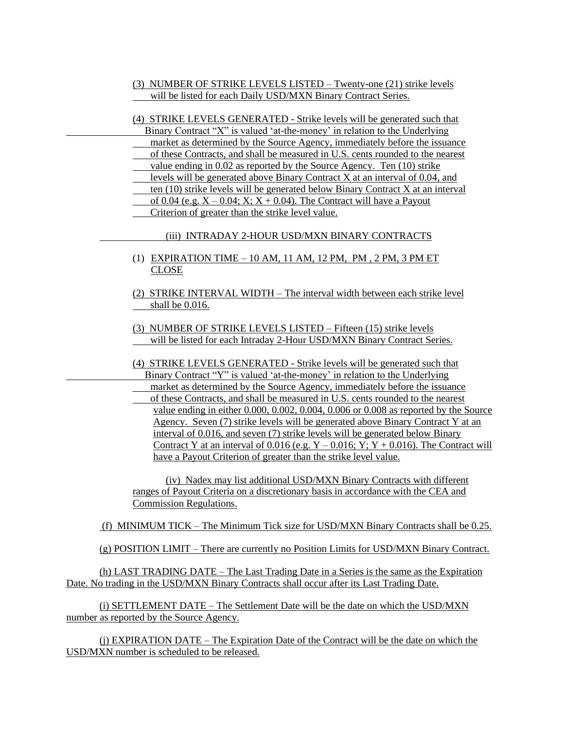(3) NUMBER OF STRIKE LEVELS LISTED – Twenty-one (21) strike levels will be listed for each Daily USD/MXN Binary Contract Series.

(4) STRIKE LEVELS GENERATED - Strike levels will be generated such that Binary Contract "X" is valued 'at-the-money' in relation to the Underlying market as determined by the Source Agency, immediately before the issuance of these Contracts, and shall be measured in U.S. cents rounded to the nearest value ending in 0.02 as reported by the Source Agency. Ten (10) strike levels will be generated above Binary Contract X at an interval of 0.04, and ten (10) strike levels will be generated below Binary Contract X at an interval of 0.04 (e.g. X – 0.04; X; X + 0.04). The Contract will have a Payout Criterion of greater than the strike level value.

(iii) INTRADAY 2-HOUR USD/MXN BINARY CONTRACTS

(1) EXPIRATION TIME – 10 AM, 11 AM, 12 PM, PM , 2 PM, 3 PM ET CLOSE

(2) STRIKE INTERVAL WIDTH – The interval width between each strike level shall be 0.016.

(3) NUMBER OF STRIKE LEVELS LISTED – Fifteen (15) strike levels will be listed for each Intraday 2-Hour USD/MXN Binary Contract Series.

(4) STRIKE LEVELS GENERATED - Strike levels will be generated such that Binary Contract "Y" is valued 'at-the-money' in relation to the Underlying market as determined by the Source Agency, immediately before the issuance of these Contracts, and shall be measured in U.S. cents rounded to the nearest value ending in either 0.000, 0.002, 0.004, 0.006 or 0.008 as reported by the Source Agency. Seven (7) strike levels will be generated above Binary Contract Y at an interval of 0.016, and seven (7) strike levels will be generated below Binary Contract Y at an interval of 0.016 (e.g. Y – 0.016; Y; Y + 0.016). The Contract will have a Payout Criterion of greater than the strike level value.

(iv) Nadex may list additional USD/MXN Binary Contracts with different ranges of Payout Criteria on a discretionary basis in accordance with the CEA and Commission Regulations.

(f) MINIMUM TICK – The Minimum Tick size for USD/MXN Binary Contracts shall be 0.25.

(g) POSITION LIMIT – There are currently no Position Limits for USD/MXN Binary Contract.

(h) LAST TRADING DATE – The Last Trading Date in a Series is the same as the Expiration Date. No trading in the USD/MXN Binary Contracts shall occur after its Last Trading Date.

(i) SETTLEMENT DATE – The Settlement Date will be the date on which the USD/MXN number as reported by the Source Agency.

(j) EXPIRATION DATE – The Expiration Date of the Contract will be the date on which the USD/MXN number is scheduled to be released.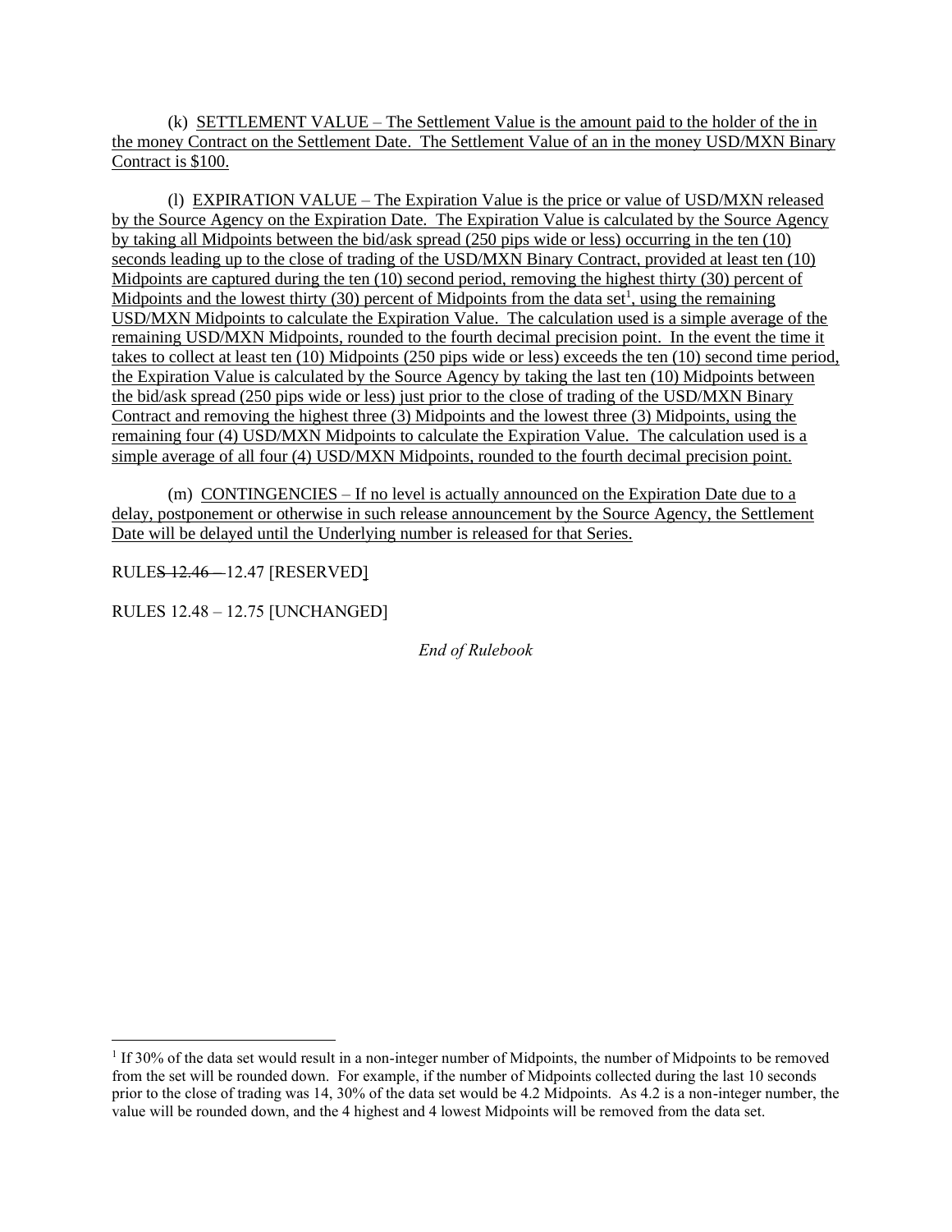(k) SETTLEMENT VALUE – The Settlement Value is the amount paid to the holder of the in the money Contract on the Settlement Date. The Settlement Value of an in the money USD/MXN Binary Contract is $100.

(l) EXPIRATION VALUE – The Expiration Value is the price or value of USD/MXN released by the Source Agency on the Expiration Date. The Expiration Value is calculated by the Source Agency by taking all Midpoints between the bid/ask spread (250 pips wide or less) occurring in the ten (10) seconds leading up to the close of trading of the USD/MXN Binary Contract, provided at least ten (10) Midpoints are captured during the ten (10) second period, removing the highest thirty (30) percent of Midpoints and the lowest thirty (30) percent of Midpoints from the data set[1], using the remaining USD/MXN Midpoints to calculate the Expiration Value. The calculation used is a simple average of the remaining USD/MXN Midpoints, rounded to the fourth decimal precision point. In the event the time it takes to collect at least ten (10) Midpoints (250 pips wide or less) exceeds the ten (10) second time period, the Expiration Value is calculated by the Source Agency by taking the last ten (10) Midpoints between the bid/ask spread (250 pips wide or less) just prior to the close of trading of the USD/MXN Binary Contract and removing the highest three (3) Midpoints and the lowest three (3) Midpoints, using the remaining four (4) USD/MXN Midpoints to calculate the Expiration Value. The calculation used is a simple average of all four (4) USD/MXN Midpoints, rounded to the fourth decimal precision point.

(m) CONTINGENCIES – If no level is actually announced on the Expiration Date due to a delay, postponement or otherwise in such release announcement by the Source Agency, the Settlement Date will be delayed until the Underlying number is released for that Series.

RULE~~S 12.46 –~~ 12.47 [RESERVED]

RULES 12.48 – 12.75 [UNCHANGED]

*End of Rulebook*

[1] If 30% of the data set would result in a non-integer number of Midpoints, the number of Midpoints to be removed from the set will be rounded down. For example, if the number of Midpoints collected during the last 10 seconds prior to the close of trading was 14, 30% of the data set would be 4.2 Midpoints. As 4.2 is a non-integer number, the value will be rounded down, and the 4 highest and 4 lowest Midpoints will be removed from the data set.